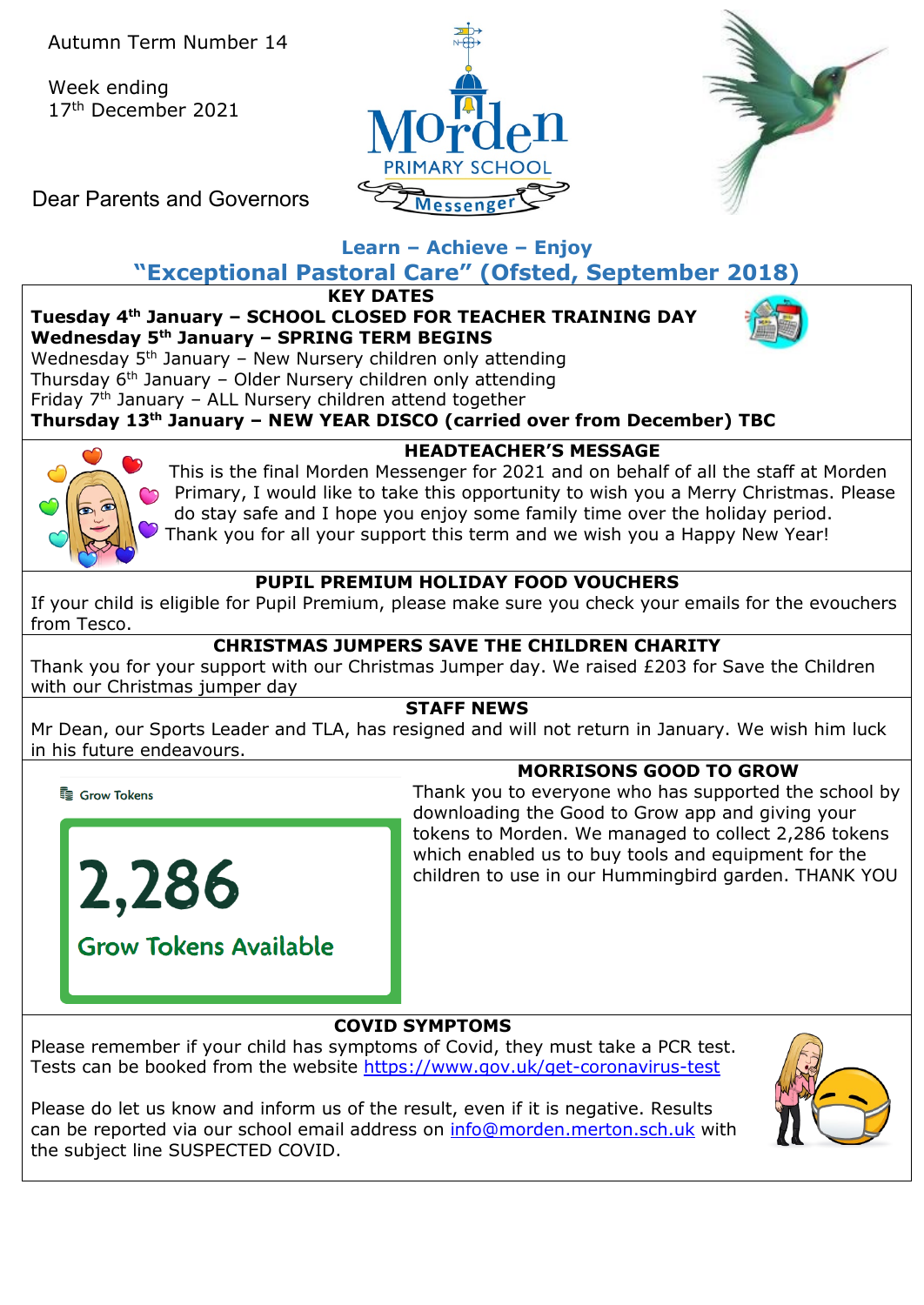Autumn Term Number 14

Week ending
17th December 2021

Dear Parents and Governors

# Morden PRIMARY SCHOOL Messenger

**Learn – Achieve – Enjoy**

## "Exceptional Pastoral Care" (Ofsted, September 2018)

### KEY DATES

**Tuesday 4th January – SCHOOL CLOSED FOR TEACHER TRAINING DAY**
**Wednesday 5th January – SPRING TERM BEGINS**
Wednesday 5th January – New Nursery children only attending
Thursday 6th January – Older Nursery children only attending
Friday 7th January – ALL Nursery children attend together
**Thursday 13th January – NEW YEAR DISCO (carried over from December) TBC**

### HEADTEACHER'S MESSAGE

This is the final Morden Messenger for 2021 and on behalf of all the staff at Morden Primary, I would like to take this opportunity to wish you a Merry Christmas. Please do stay safe and I hope you enjoy some family time over the holiday period. Thank you for all your support this term and we wish you a Happy New Year!

### PUPIL PREMIUM HOLIDAY FOOD VOUCHERS

If your child is eligible for Pupil Premium, please make sure you check your emails for the evouchers from Tesco.

### CHRISTMAS JUMPERS SAVE THE CHILDREN CHARITY

Thank you for your support with our Christmas Jumper day. We raised £203 for Save the Children with our Christmas jumper day

### STAFF NEWS

Mr Dean, our Sports Leader and TLA, has resigned and will not return in January. We wish him luck in his future endeavours.

### MORRISONS GOOD TO GROW

Grow Tokens

2,286
Grow Tokens Available

Thank you to everyone who has supported the school by downloading the Good to Grow app and giving your tokens to Morden. We managed to collect 2,286 tokens which enabled us to buy tools and equipment for the children to use in our Hummingbird garden. THANK YOU

### COVID SYMPTOMS

Please remember if your child has symptoms of Covid, they must take a PCR test. Tests can be booked from the website https://www.gov.uk/get-coronavirus-test

Please do let us know and inform us of the result, even if it is negative. Results can be reported via our school email address on info@morden.merton.sch.uk with the subject line SUSPECTED COVID.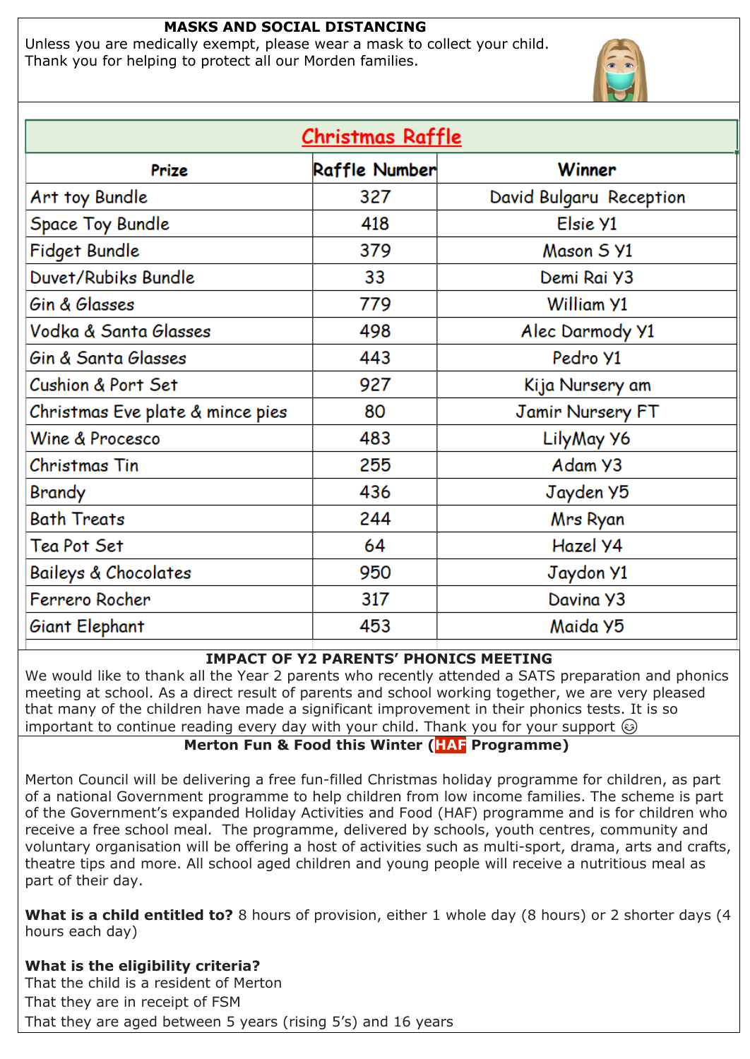## MASKS AND SOCIAL DISTANCING

Unless you are medically exempt, please wear a mask to collect your child. Thank you for helping to protect all our Morden families.

## Christmas Raffle

| Prize | Raffle Number | Winner |
|---|---|---|
| Art toy Bundle | 327 | David Bulgaru Reception |
| Space Toy Bundle | 418 | Elsie Y1 |
| Fidget Bundle | 379 | Mason S Y1 |
| Duvet/Rubiks Bundle | 33 | Demi Rai Y3 |
| Gin & Glasses | 779 | William Y1 |
| Vodka & Santa Glasses | 498 | Alec Darmody Y1 |
| Gin & Santa Glasses | 443 | Pedro Y1 |
| Cushion & Port Set | 927 | Kija Nursery am |
| Christmas Eve plate & mince pies | 80 | Jamir Nursery FT |
| Wine & Procesco | 483 | LilyMay Y6 |
| Christmas Tin | 255 | Adam Y3 |
| Brandy | 436 | Jayden Y5 |
| Bath Treats | 244 | Mrs Ryan |
| Tea Pot Set | 64 | Hazel Y4 |
| Baileys & Chocolates | 950 | Jaydon Y1 |
| Ferrero Rocher | 317 | Davina Y3 |
| Giant Elephant | 453 | Maida Y5 |

## IMPACT OF Y2 PARENTS' PHONICS MEETING

We would like to thank all the Year 2 parents who recently attended a SATS preparation and phonics meeting at school. As a direct result of parents and school working together, we are very pleased that many of the children have made a significant improvement in their phonics tests. It is so important to continue reading every day with your child. Thank you for your support 😉

## Merton Fun & Food this Winter (HAF Programme)

Merton Council will be delivering a free fun-filled Christmas holiday programme for children, as part of a national Government programme to help children from low income families. The scheme is part of the Government's expanded Holiday Activities and Food (HAF) programme and is for children who receive a free school meal. The programme, delivered by schools, youth centres, community and voluntary organisation will be offering a host of activities such as multi-sport, drama, arts and crafts, theatre tips and more. All school aged children and young people will receive a nutritious meal as part of their day.

**What is a child entitled to?** 8 hours of provision, either 1 whole day (8 hours) or 2 shorter days (4 hours each day)

**What is the eligibility criteria?**
That the child is a resident of Merton
That they are in receipt of FSM
That they are aged between 5 years (rising 5's) and 16 years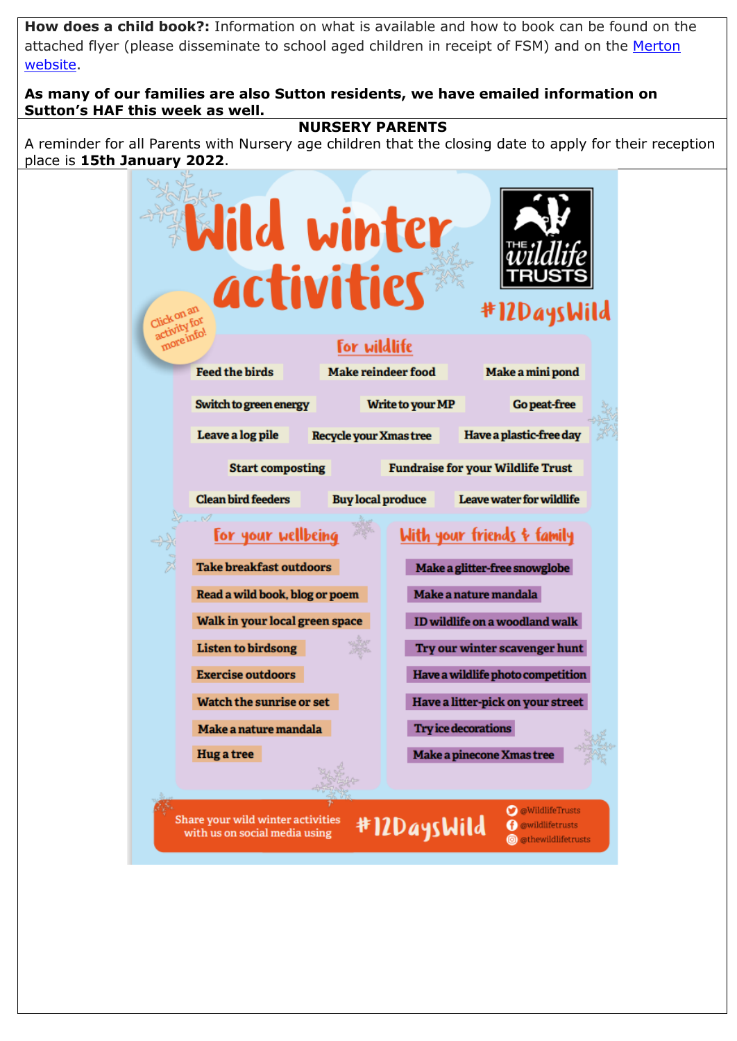**How does a child book?:** Information on what is available and how to book can be found on the attached flyer (please disseminate to school aged children in receipt of FSM) and on the Merton website.

**As many of our families are also Sutton residents, we have emailed information on Sutton's HAF this week as well.**

**NURSERY PARENTS**

A reminder for all Parents with Nursery age children that the closing date to apply for their reception place is **15th January 2022**.

# Wild winter activities

THE wildlife TRUSTS

#12DaysWild

Click on an activity for more info!

## For wildlife

- Feed the birds
- Make reindeer food
- Make a mini pond
- Switch to green energy
- Write to your MP
- Go peat-free
- Leave a log pile
- Recycle your Xmas tree
- Have a plastic-free day
- Start composting
- Fundraise for your Wildlife Trust
- Clean bird feeders
- Buy local produce
- Leave water for wildlife

## For your wellbeing

- Take breakfast outdoors
- Read a wild book, blog or poem
- Walk in your local green space
- Listen to birdsong
- Exercise outdoors
- Watch the sunrise or set
- Make a nature mandala
- Hug a tree

## With your friends & family

- Make a glitter-free snowglobe
- Make a nature mandala
- ID wildlife on a woodland walk
- Try our winter scavenger hunt
- Have a wildlife photo competition
- Have a litter-pick on your street
- Try ice decorations
- Make a pinecone Xmas tree

Share your wild winter activities with us on social media using #12DaysWild

@WildlifeTrusts
@wildlifetrusts
@thewildlifetrusts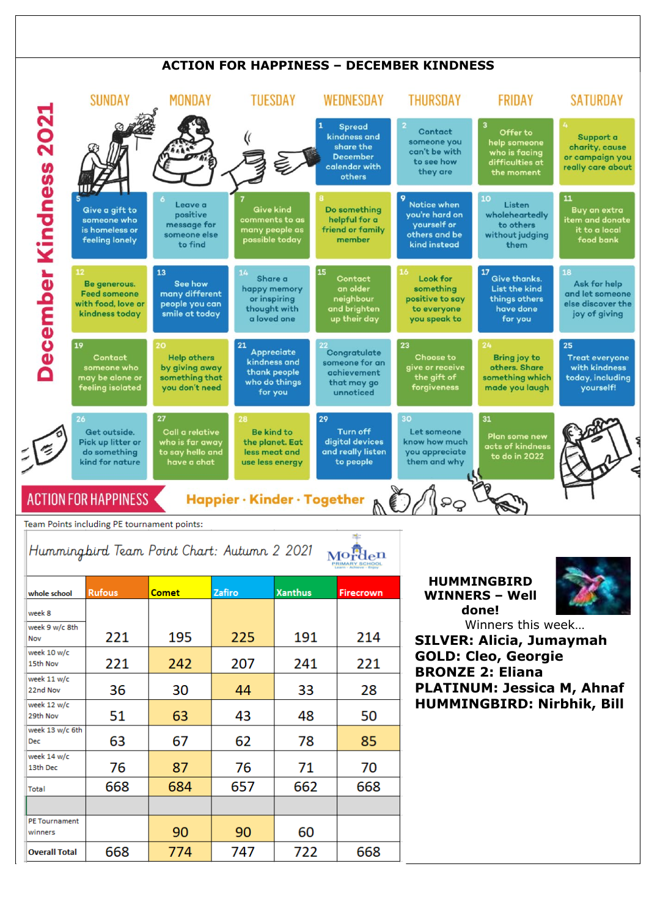## ACTION FOR HAPPINESS – DECEMBER KINDNESS

### December Kindness 2021

| SUNDAY | MONDAY | TUESDAY | WEDNESDAY | THURSDAY | FRIDAY | SATURDAY |
|---|---|---|---|---|---|---|
| | | | 1 Spread kindness and share the December calendar with others | 2 Contact someone you can't be with to see how they are | 3 Offer to help someone who is facing difficulties at the moment | 4 Support a charity, cause or campaign you really care about |
| 5 Give a gift to someone who is homeless or feeling lonely | 6 Leave a positive message for someone else to find | 7 Give kind comments to as many people as possible today | 8 Do something helpful for a friend or family member | 9 Notice when you're hard on yourself or others and be kind instead | 10 Listen wholeheartedly to others without judging them | 11 Buy an extra item and donate it to a local food bank |
| 12 Be generous. Feed someone with food, love or kindness today | 13 See how many different people you can smile at today | 14 Share a happy memory or inspiring thought with a loved one | 15 Contact an older neighbour and brighten up their day | 16 Look for something positive to say to everyone you speak to | 17 Give thanks. List the kind things others have done for you | 18 Ask for help and let someone else discover the joy of giving |
| 19 Contact someone who may be alone or feeling isolated | 20 Help others by giving away something that you don't need | 21 Appreciate kindness and thank people who do things for you | 22 Congratulate someone for an achievement that may go unnoticed | 23 Choose to give or receive the gift of forgiveness | 24 Bring joy to others. Share something which made you laugh | 25 Treat everyone with kindness today, including yourself! |
| 26 Get outside. Pick up litter or do something kind for nature | 27 Call a relative who is far away to say hello and have a chat | 28 Be kind to the planet. Eat less meat and use less energy | 29 Turn off digital devices and really listen to people | 30 Let someone know how much you appreciate them and why | 31 Plan some new acts of kindness to do in 2022 | |

ACTION FOR HAPPINESS — Happier · Kinder · Together

Team Points including PE tournament points:

*Hummingbird Team Point Chart: Autumn 2 2021* — Morden Primary School

| whole school | Rufous | Comet | Zafiro | Xanthus | Firecrown |
|---|---|---|---|---|---|
| week 8 | | | | | |
| week 9 w/c 8th Nov | 221 | 195 | 225 | 191 | 214 |
| week 10 w/c 15th Nov | 221 | 242 | 207 | 241 | 221 |
| week 11 w/c 22nd Nov | 36 | 30 | 44 | 33 | 28 |
| week 12 w/c 29th Nov | 51 | 63 | 43 | 48 | 50 |
| week 13 w/c 6th Dec | 63 | 67 | 62 | 78 | 85 |
| week 14 w/c 13th Dec | 76 | 87 | 76 | 71 | 70 |
| Total | 668 | 684 | 657 | 662 | 668 |
| | | | | | |
| PE Tournament winners | | 90 | 90 | 60 | |
| Overall Total | 668 | 774 | 747 | 722 | 668 |

**HUMMINGBIRD WINNERS – Well done!**

Winners this week…

**SILVER: Alicia, Jumaymah**
**GOLD: Cleo, Georgie**
**BRONZE 2: Eliana**
**PLATINUM: Jessica M, Ahnaf**
**HUMMINGBIRD: Nirbhik, Bill**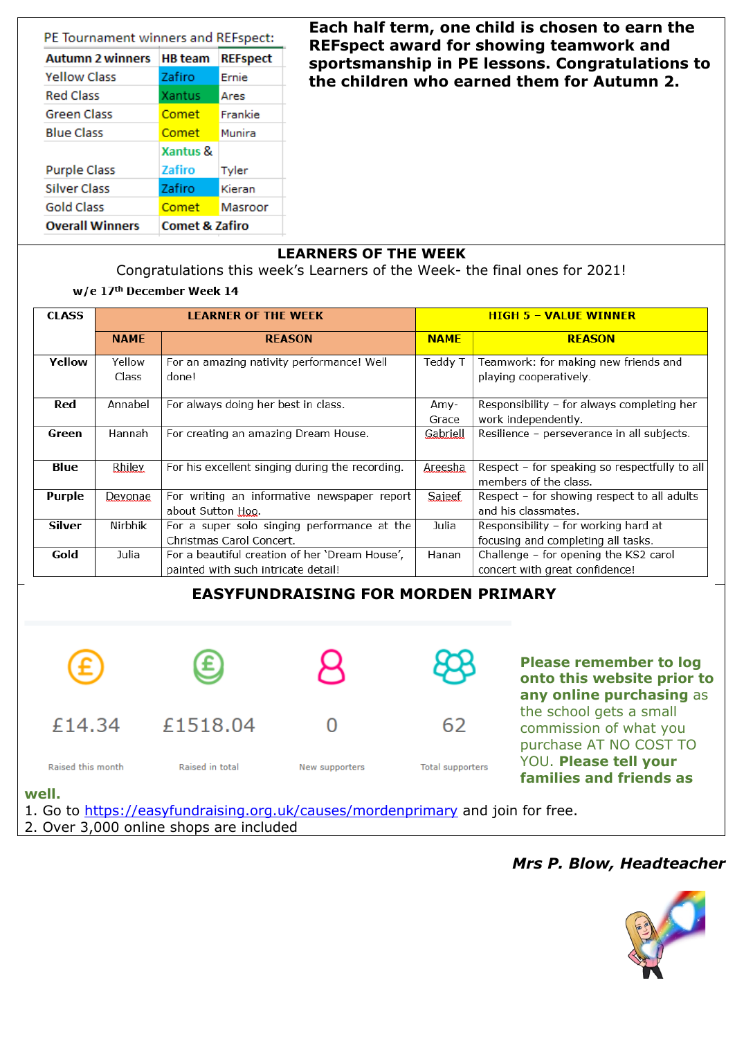PE Tournament winners and REFspect:

| Autumn 2 winners | HB team | REFspect |
|---|---|---|
| Yellow Class | Zafiro | Ernie |
| Red Class | Xantus | Ares |
| Green Class | Comet | Frankie |
| Blue Class | Comet | Munira |
| Purple Class | Xantus & Zafiro | Tyler |
| Silver Class | Zafiro | Kieran |
| Gold Class | Comet | Masroor |
| **Overall Winners** | **Comet & Zafiro** | |

**Each half term, one child is chosen to earn the REFspect award for showing teamwork and sportsmanship in PE lessons. Congratulations to the children who earned them for Autumn 2.**

## LEARNERS OF THE WEEK

Congratulations this week's Learners of the Week- the final ones for 2021!

**w/e 17th December Week 14**

| CLASS | LEARNER OF THE WEEK | | HIGH 5 – VALUE WINNER | |
|---|---|---|---|---|
| | NAME | REASON | NAME | REASON |
| **Yellow** | Yellow Class | For an amazing nativity performance! Well done! | Teddy T | Teamwork: for making new friends and playing cooperatively. |
| **Red** | Annabel | For always doing her best in class. | Amy-Grace | Responsibility – for always completing her work independently. |
| **Green** | Hannah | For creating an amazing Dream House. | Gabriell | Resilience – perseverance in all subjects. |
| **Blue** | Rhiley | For his excellent singing during the recording. | Areesha | Respect – for speaking so respectfully to all members of the class. |
| **Purple** | Devonae | For writing an informative newspaper report about Sutton Hoo. | Sajeef | Respect – for showing respect to all adults and his classmates. |
| **Silver** | Nirbhik | For a super solo singing performance at the Christmas Carol Concert. | Julia | Responsibility – for working hard at focusing and completing all tasks. |
| **Gold** | Julia | For a beautiful creation of her 'Dream House', painted with such intricate detail! | Hanan | Challenge – for opening the KS2 carol concert with great confidence! |

## EASYFUNDRAISING FOR MORDEN PRIMARY

£14.34
Raised this month

£1518.04
Raised in total

0
New supporters

62
Total supporters

**Please remember to log onto this website prior to any online purchasing** as the school gets a small commission of what you purchase AT NO COST TO YOU. **Please tell your families and friends as well.**

1. Go to https://easyfundraising.org.uk/causes/mordenprimary and join for free.
2. Over 3,000 online shops are included

***Mrs P. Blow, Headteacher***